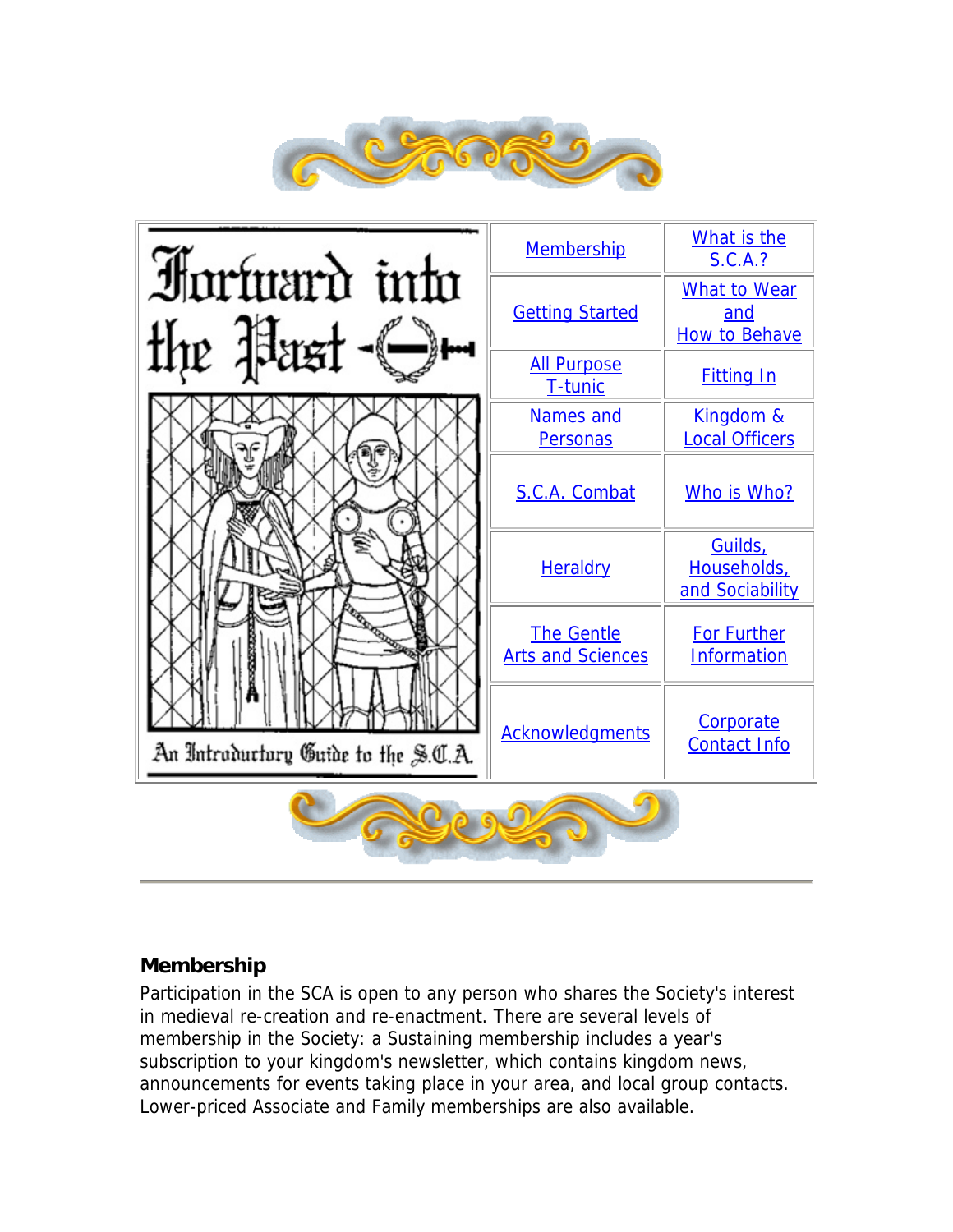# Forward into the Past

An Introductory Guide to the S.C.A.

| | |
|---|---|
| Membership | What is the S.C.A.? |
| Getting Started | What to Wear and How to Behave |
| All Purpose T-tunic | Fitting In |
| Names and Personas | Kingdom & Local Officers |
| S.C.A. Combat | Who is Who? |
| Heraldry | Guilds, Households, and Sociability |
| The Gentle Arts and Sciences | For Further Information |
| Acknowledgments | Corporate Contact Info |

---

## Membership

Participation in the SCA is open to any person who shares the Society's interest in medieval re-creation and re-enactment. There are several levels of membership in the Society: a Sustaining membership includes a year's subscription to your kingdom's newsletter, which contains kingdom news, announcements for events taking place in your area, and local group contacts. Lower-priced Associate and Family memberships are also available.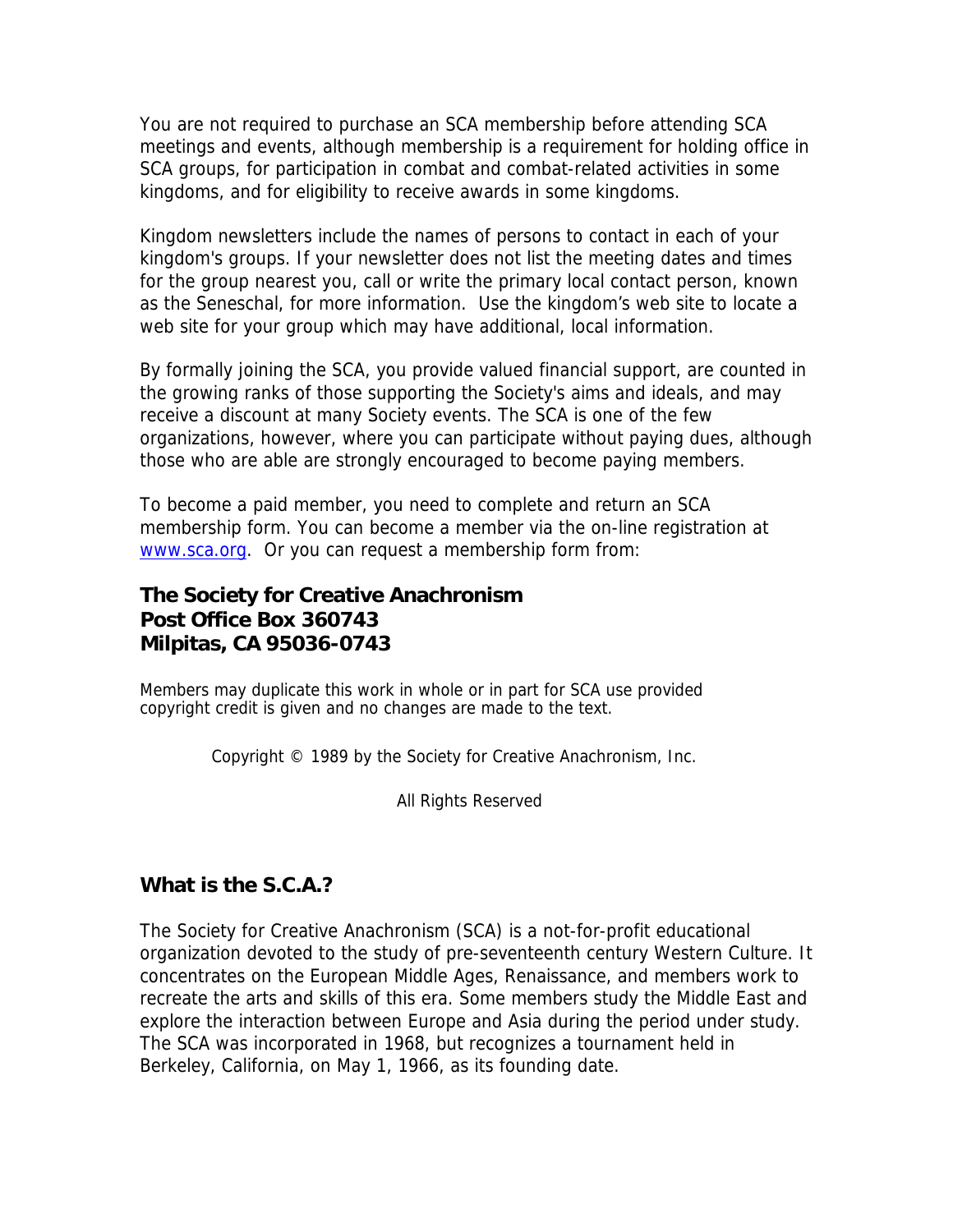You are not required to purchase an SCA membership before attending SCA meetings and events, although membership is a requirement for holding office in SCA groups, for participation in combat and combat-related activities in some kingdoms, and for eligibility to receive awards in some kingdoms.

Kingdom newsletters include the names of persons to contact in each of your kingdom's groups. If your newsletter does not list the meeting dates and times for the group nearest you, call or write the primary local contact person, known as the Seneschal, for more information. Use the kingdom's web site to locate a web site for your group which may have additional, local information.

By formally joining the SCA, you provide valued financial support, are counted in the growing ranks of those supporting the Society's aims and ideals, and may receive a discount at many Society events. The SCA is one of the few organizations, however, where you can participate without paying dues, although those who are able are strongly encouraged to become paying members.

To become a paid member, you need to complete and return an SCA membership form. You can become a member via the on-line registration at [www.sca.org](http://www.sca.org). Or you can request a membership form from:

**The Society for Creative Anachronism**
**Post Office Box 360743**
**Milpitas, CA 95036-0743**

Members may duplicate this work in whole or in part for SCA use provided copyright credit is given and no changes are made to the text.

Copyright © 1989 by the Society for Creative Anachronism, Inc.

All Rights Reserved

## What is the S.C.A.?

The Society for Creative Anachronism (SCA) is a not-for-profit educational organization devoted to the study of pre-seventeenth century Western Culture. It concentrates on the European Middle Ages, Renaissance, and members work to recreate the arts and skills of this era. Some members study the Middle East and explore the interaction between Europe and Asia during the period under study. The SCA was incorporated in 1968, but recognizes a tournament held in Berkeley, California, on May 1, 1966, as its founding date.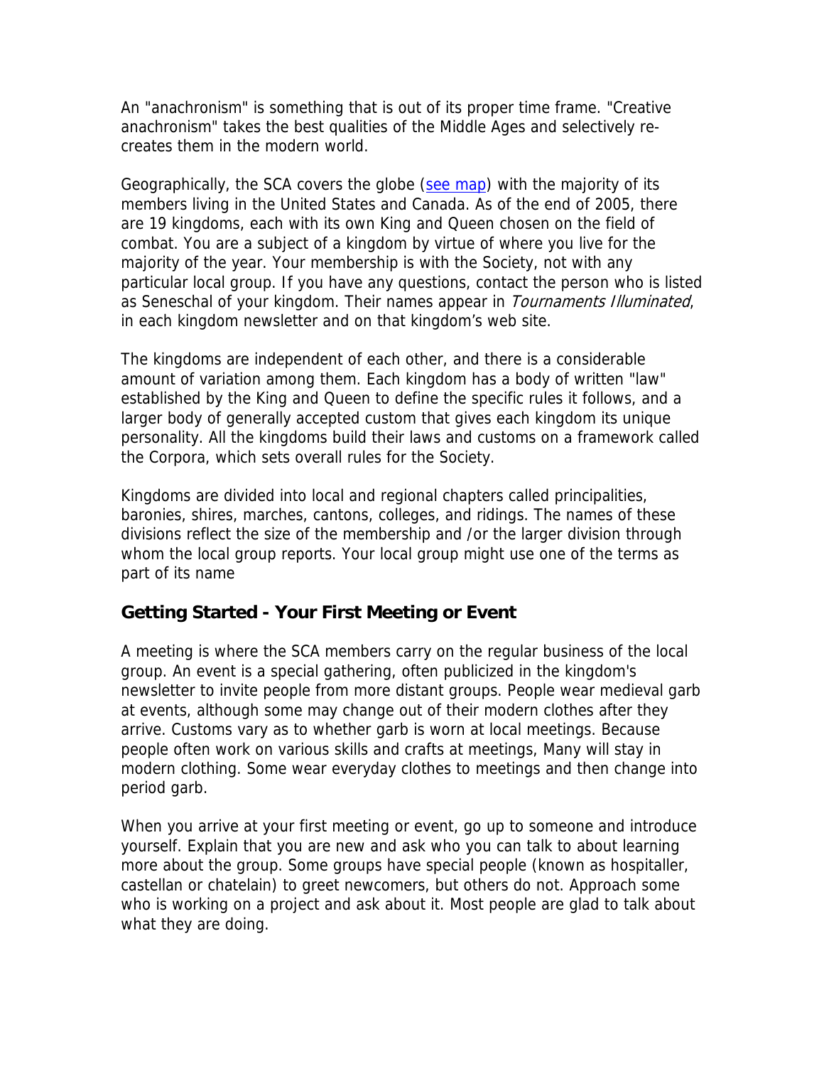An "anachronism" is something that is out of its proper time frame. "Creative anachronism" takes the best qualities of the Middle Ages and selectively re-creates them in the modern world.

Geographically, the SCA covers the globe (see map) with the majority of its members living in the United States and Canada. As of the end of 2005, there are 19 kingdoms, each with its own King and Queen chosen on the field of combat. You are a subject of a kingdom by virtue of where you live for the majority of the year. Your membership is with the Society, not with any particular local group. If you have any questions, contact the person who is listed as Seneschal of your kingdom. Their names appear in *Tournaments Illuminated*, in each kingdom newsletter and on that kingdom's web site.

The kingdoms are independent of each other, and there is a considerable amount of variation among them. Each kingdom has a body of written "law" established by the King and Queen to define the specific rules it follows, and a larger body of generally accepted custom that gives each kingdom its unique personality. All the kingdoms build their laws and customs on a framework called the Corpora, which sets overall rules for the Society.

Kingdoms are divided into local and regional chapters called principalities, baronies, shires, marches, cantons, colleges, and ridings. The names of these divisions reflect the size of the membership and /or the larger division through whom the local group reports. Your local group might use one of the terms as part of its name

## Getting Started - Your First Meeting or Event

A meeting is where the SCA members carry on the regular business of the local group. An event is a special gathering, often publicized in the kingdom's newsletter to invite people from more distant groups. People wear medieval garb at events, although some may change out of their modern clothes after they arrive. Customs vary as to whether garb is worn at local meetings. Because people often work on various skills and crafts at meetings, Many will stay in modern clothing. Some wear everyday clothes to meetings and then change into period garb.

When you arrive at your first meeting or event, go up to someone and introduce yourself. Explain that you are new and ask who you can talk to about learning more about the group. Some groups have special people (known as hospitaller, castellan or chatelain) to greet newcomers, but others do not. Approach some who is working on a project and ask about it. Most people are glad to talk about what they are doing.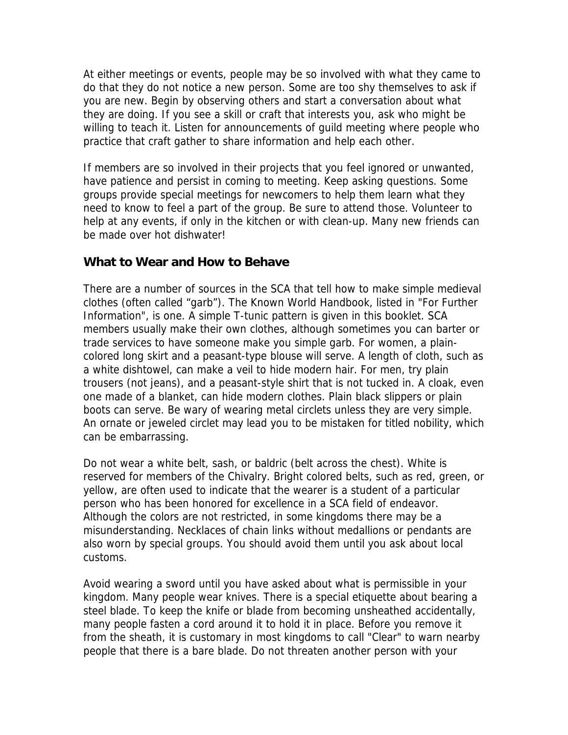At either meetings or events, people may be so involved with what they came to do that they do not notice a new person. Some are too shy themselves to ask if you are new. Begin by observing others and start a conversation about what they are doing. If you see a skill or craft that interests you, ask who might be willing to teach it. Listen for announcements of guild meeting where people who practice that craft gather to share information and help each other.

If members are so involved in their projects that you feel ignored or unwanted, have patience and persist in coming to meeting. Keep asking questions. Some groups provide special meetings for newcomers to help them learn what they need to know to feel a part of the group. Be sure to attend those. Volunteer to help at any events, if only in the kitchen or with clean-up. Many new friends can be made over hot dishwater!

### What to Wear and How to Behave

There are a number of sources in the SCA that tell how to make simple medieval clothes (often called "garb"). The Known World Handbook, listed in "For Further Information", is one. A simple T-tunic pattern is given in this booklet. SCA members usually make their own clothes, although sometimes you can barter or trade services to have someone make you simple garb. For women, a plain-colored long skirt and a peasant-type blouse will serve. A length of cloth, such as a white dishtowel, can make a veil to hide modern hair. For men, try plain trousers (not jeans), and a peasant-style shirt that is not tucked in. A cloak, even one made of a blanket, can hide modern clothes. Plain black slippers or plain boots can serve. Be wary of wearing metal circlets unless they are very simple. An ornate or jeweled circlet may lead you to be mistaken for titled nobility, which can be embarrassing.

Do not wear a white belt, sash, or baldric (belt across the chest). White is reserved for members of the Chivalry. Bright colored belts, such as red, green, or yellow, are often used to indicate that the wearer is a student of a particular person who has been honored for excellence in a SCA field of endeavor. Although the colors are not restricted, in some kingdoms there may be a misunderstanding. Necklaces of chain links without medallions or pendants are also worn by special groups. You should avoid them until you ask about local customs.

Avoid wearing a sword until you have asked about what is permissible in your kingdom. Many people wear knives. There is a special etiquette about bearing a steel blade. To keep the knife or blade from becoming unsheathed accidentally, many people fasten a cord around it to hold it in place. Before you remove it from the sheath, it is customary in most kingdoms to call "Clear" to warn nearby people that there is a bare blade. Do not threaten another person with your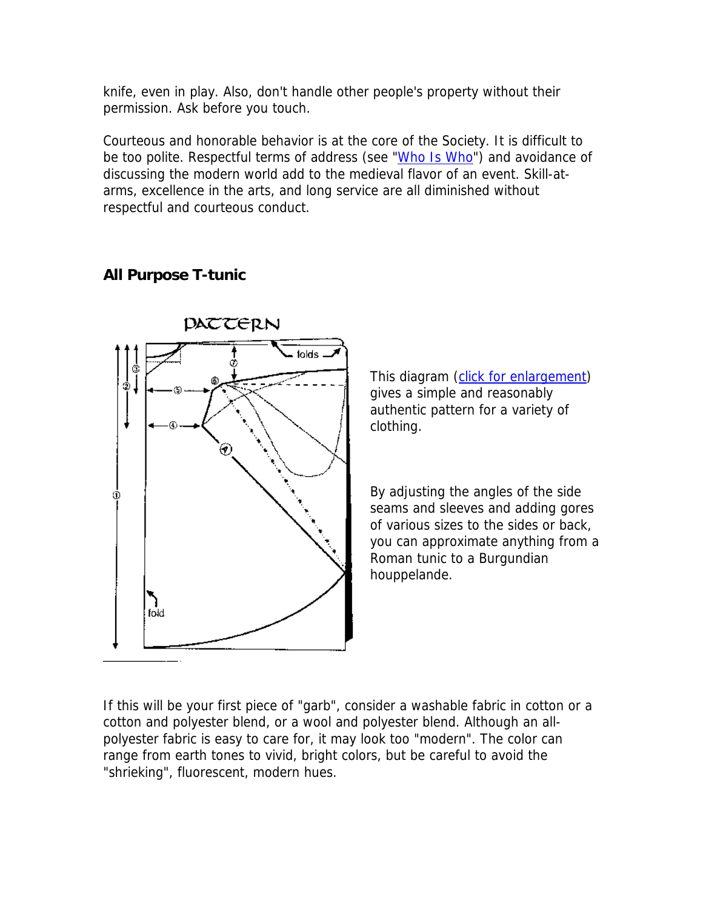knife, even in play. Also, don't handle other people's property without their permission. Ask before you touch.

Courteous and honorable behavior is at the core of the Society. It is difficult to be too polite. Respectful terms of address (see "Who Is Who") and avoidance of discussing the modern world add to the medieval flavor of an event. Skill-at-arms, excellence in the arts, and long service are all diminished without respectful and courteous conduct.

## All Purpose T-tunic

This diagram (click for enlargement) gives a simple and reasonably authentic pattern for a variety of clothing.

By adjusting the angles of the side seams and sleeves and adding gores of various sizes to the sides or back, you can approximate anything from a Roman tunic to a Burgundian houppelande.

If this will be your first piece of "garb", consider a washable fabric in cotton or a cotton and polyester blend, or a wool and polyester blend. Although an all-polyester fabric is easy to care for, it may look too "modern". The color can range from earth tones to vivid, bright colors, but be careful to avoid the "shrieking", fluorescent, modern hues.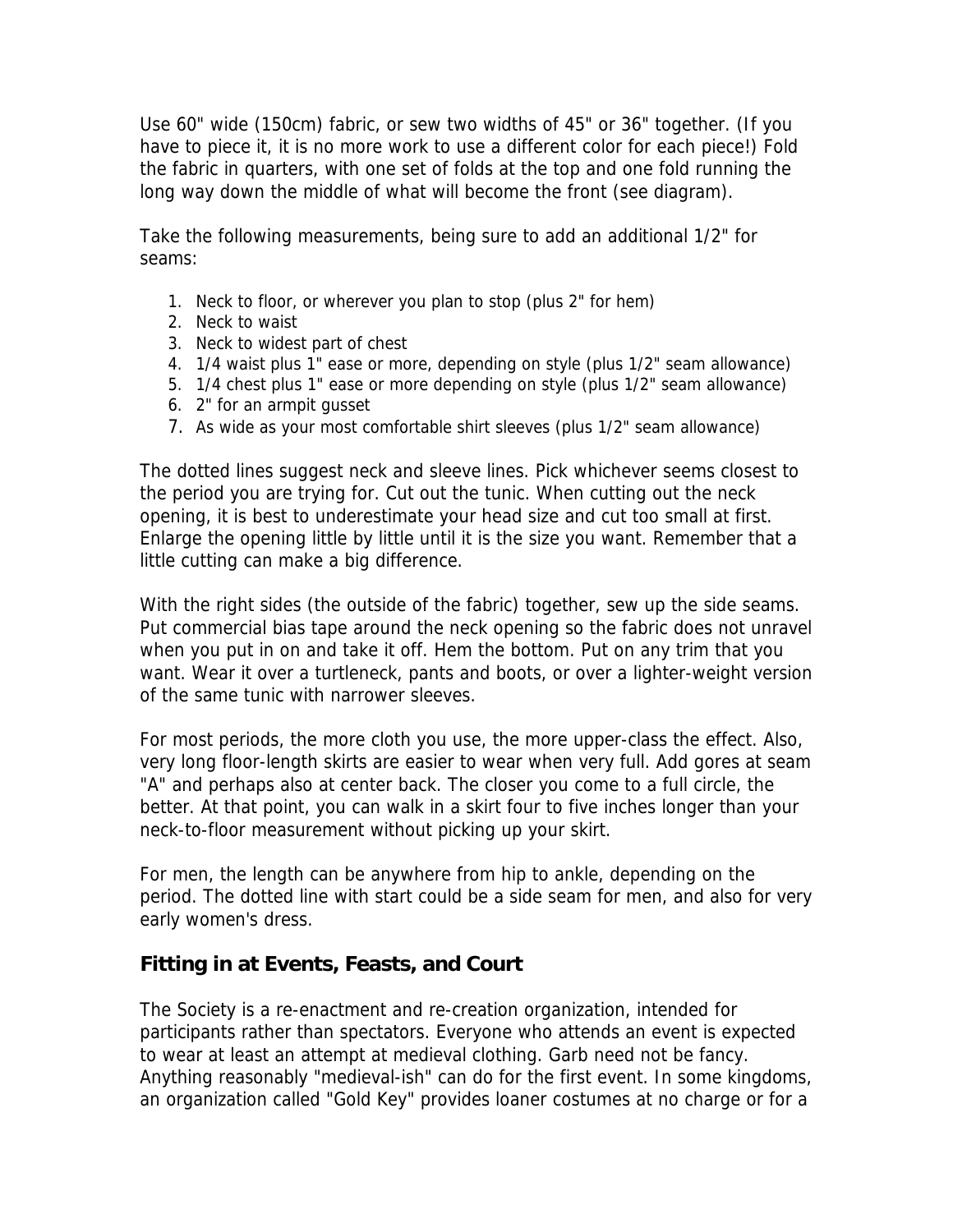Use 60" wide (150cm) fabric, or sew two widths of 45" or 36" together. (If you have to piece it, it is no more work to use a different color for each piece!) Fold the fabric in quarters, with one set of folds at the top and one fold running the long way down the middle of what will become the front (see diagram).

Take the following measurements, being sure to add an additional 1/2" for seams:

1. Neck to floor, or wherever you plan to stop (plus 2" for hem)
2. Neck to waist
3. Neck to widest part of chest
4. 1/4 waist plus 1" ease or more, depending on style (plus 1/2" seam allowance)
5. 1/4 chest plus 1" ease or more depending on style (plus 1/2" seam allowance)
6. 2" for an armpit gusset
7. As wide as your most comfortable shirt sleeves (plus 1/2" seam allowance)

The dotted lines suggest neck and sleeve lines. Pick whichever seems closest to the period you are trying for. Cut out the tunic. When cutting out the neck opening, it is best to underestimate your head size and cut too small at first. Enlarge the opening little by little until it is the size you want. Remember that a little cutting can make a big difference.

With the right sides (the outside of the fabric) together, sew up the side seams. Put commercial bias tape around the neck opening so the fabric does not unravel when you put in on and take it off. Hem the bottom. Put on any trim that you want. Wear it over a turtleneck, pants and boots, or over a lighter-weight version of the same tunic with narrower sleeves.

For most periods, the more cloth you use, the more upper-class the effect. Also, very long floor-length skirts are easier to wear when very full. Add gores at seam "A" and perhaps also at center back. The closer you come to a full circle, the better. At that point, you can walk in a skirt four to five inches longer than your neck-to-floor measurement without picking up your skirt.

For men, the length can be anywhere from hip to ankle, depending on the period. The dotted line with start could be a side seam for men, and also for very early women's dress.

## Fitting in at Events, Feasts, and Court

The Society is a re-enactment and re-creation organization, intended for participants rather than spectators. Everyone who attends an event is expected to wear at least an attempt at medieval clothing. Garb need not be fancy. Anything reasonably "medieval-ish" can do for the first event. In some kingdoms, an organization called "Gold Key" provides loaner costumes at no charge or for a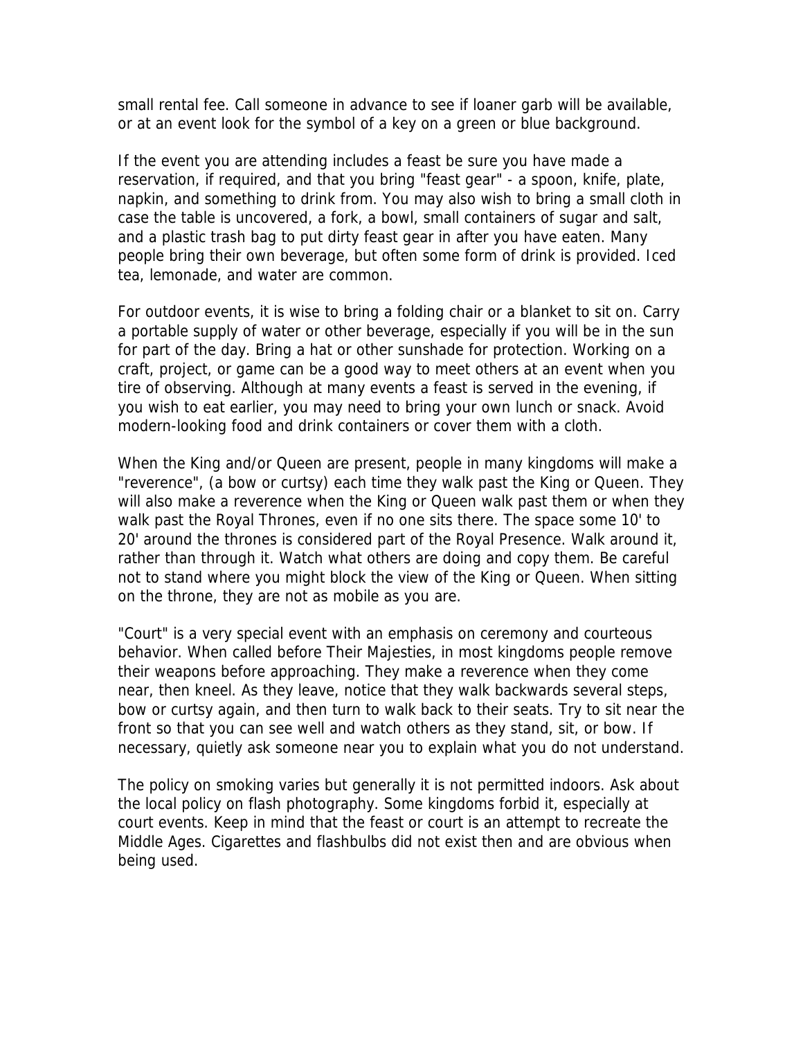small rental fee. Call someone in advance to see if loaner garb will be available, or at an event look for the symbol of a key on a green or blue background.

If the event you are attending includes a feast be sure you have made a reservation, if required, and that you bring "feast gear" - a spoon, knife, plate, napkin, and something to drink from. You may also wish to bring a small cloth in case the table is uncovered, a fork, a bowl, small containers of sugar and salt, and a plastic trash bag to put dirty feast gear in after you have eaten. Many people bring their own beverage, but often some form of drink is provided. Iced tea, lemonade, and water are common.

For outdoor events, it is wise to bring a folding chair or a blanket to sit on. Carry a portable supply of water or other beverage, especially if you will be in the sun for part of the day. Bring a hat or other sunshade for protection. Working on a craft, project, or game can be a good way to meet others at an event when you tire of observing. Although at many events a feast is served in the evening, if you wish to eat earlier, you may need to bring your own lunch or snack. Avoid modern-looking food and drink containers or cover them with a cloth.

When the King and/or Queen are present, people in many kingdoms will make a "reverence", (a bow or curtsy) each time they walk past the King or Queen. They will also make a reverence when the King or Queen walk past them or when they walk past the Royal Thrones, even if no one sits there. The space some 10' to 20' around the thrones is considered part of the Royal Presence. Walk around it, rather than through it. Watch what others are doing and copy them. Be careful not to stand where you might block the view of the King or Queen. When sitting on the throne, they are not as mobile as you are.

"Court" is a very special event with an emphasis on ceremony and courteous behavior. When called before Their Majesties, in most kingdoms people remove their weapons before approaching. They make a reverence when they come near, then kneel. As they leave, notice that they walk backwards several steps, bow or curtsy again, and then turn to walk back to their seats. Try to sit near the front so that you can see well and watch others as they stand, sit, or bow. If necessary, quietly ask someone near you to explain what you do not understand.

The policy on smoking varies but generally it is not permitted indoors. Ask about the local policy on flash photography. Some kingdoms forbid it, especially at court events. Keep in mind that the feast or court is an attempt to recreate the Middle Ages. Cigarettes and flashbulbs did not exist then and are obvious when being used.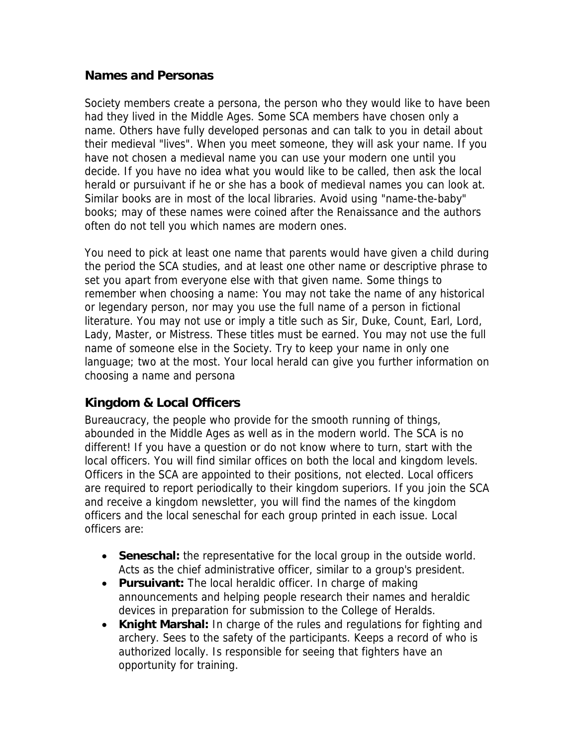## Names and Personas

Society members create a persona, the person who they would like to have been had they lived in the Middle Ages. Some SCA members have chosen only a name. Others have fully developed personas and can talk to you in detail about their medieval "lives". When you meet someone, they will ask your name. If you have not chosen a medieval name you can use your modern one until you decide. If you have no idea what you would like to be called, then ask the local herald or pursuivant if he or she has a book of medieval names you can look at. Similar books are in most of the local libraries. Avoid using "name-the-baby" books; may of these names were coined after the Renaissance and the authors often do not tell you which names are modern ones.

You need to pick at least one name that parents would have given a child during the period the SCA studies, and at least one other name or descriptive phrase to set you apart from everyone else with that given name. Some things to remember when choosing a name: You may not take the name of any historical or legendary person, nor may you use the full name of a person in fictional literature. You may not use or imply a title such as Sir, Duke, Count, Earl, Lord, Lady, Master, or Mistress. These titles must be earned. You may not use the full name of someone else in the Society. Try to keep your name in only one language; two at the most. Your local herald can give you further information on choosing a name and persona

## Kingdom & Local Officers

Bureaucracy, the people who provide for the smooth running of things, abounded in the Middle Ages as well as in the modern world. The SCA is no different! If you have a question or do not know where to turn, start with the local officers. You will find similar offices on both the local and kingdom levels. Officers in the SCA are appointed to their positions, not elected. Local officers are required to report periodically to their kingdom superiors. If you join the SCA and receive a kingdom newsletter, you will find the names of the kingdom officers and the local seneschal for each group printed in each issue. Local officers are:

- **Seneschal:** the representative for the local group in the outside world. Acts as the chief administrative officer, similar to a group's president.
- **Pursuivant:** The local heraldic officer. In charge of making announcements and helping people research their names and heraldic devices in preparation for submission to the College of Heralds.
- **Knight Marshal:** In charge of the rules and regulations for fighting and archery. Sees to the safety of the participants. Keeps a record of who is authorized locally. Is responsible for seeing that fighters have an opportunity for training.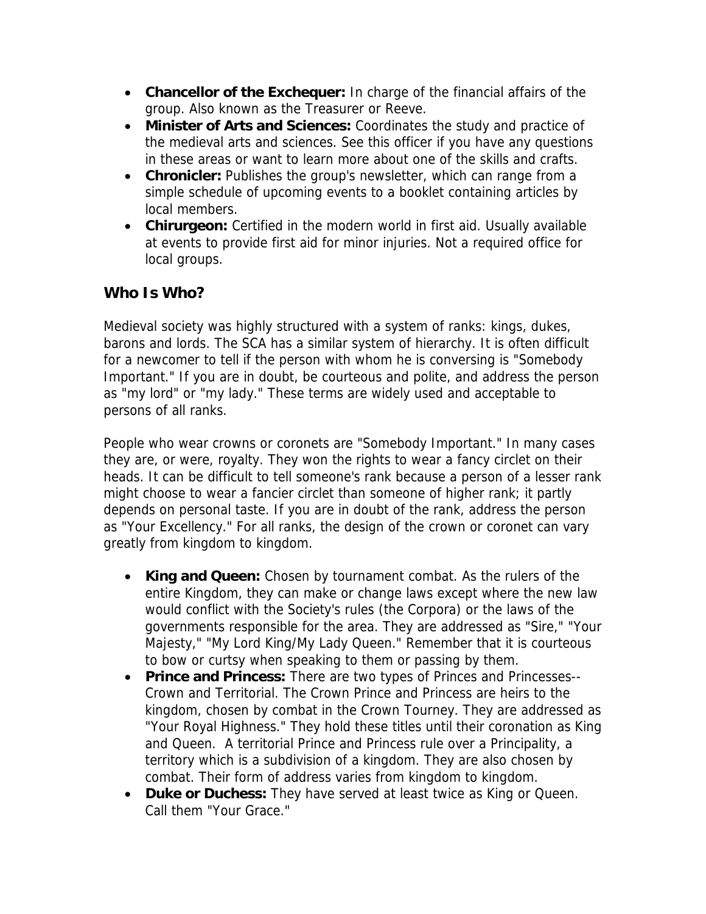- **Chancellor of the Exchequer:** In charge of the financial affairs of the group. Also known as the Treasurer or Reeve.
- **Minister of Arts and Sciences:** Coordinates the study and practice of the medieval arts and sciences. See this officer if you have any questions in these areas or want to learn more about one of the skills and crafts.
- **Chronicler:** Publishes the group's newsletter, which can range from a simple schedule of upcoming events to a booklet containing articles by local members.
- **Chirurgeon:** Certified in the modern world in first aid. Usually available at events to provide first aid for minor injuries. Not a required office for local groups.

## Who Is Who?

Medieval society was highly structured with a system of ranks: kings, dukes, barons and lords. The SCA has a similar system of hierarchy. It is often difficult for a newcomer to tell if the person with whom he is conversing is "Somebody Important." If you are in doubt, be courteous and polite, and address the person as "my lord" or "my lady." These terms are widely used and acceptable to persons of all ranks.

People who wear crowns or coronets are "Somebody Important." In many cases they are, or were, royalty. They won the rights to wear a fancy circlet on their heads. It can be difficult to tell someone's rank because a person of a lesser rank might choose to wear a fancier circlet than someone of higher rank; it partly depends on personal taste. If you are in doubt of the rank, address the person as "Your Excellency." For all ranks, the design of the crown or coronet can vary greatly from kingdom to kingdom.

- **King and Queen:** Chosen by tournament combat. As the rulers of the entire Kingdom, they can make or change laws except where the new law would conflict with the Society's rules (the Corpora) or the laws of the governments responsible for the area. They are addressed as "Sire," "Your Majesty," "My Lord King/My Lady Queen." Remember that it is courteous to bow or curtsy when speaking to them or passing by them.
- **Prince and Princess:** There are two types of Princes and Princesses--Crown and Territorial. The Crown Prince and Princess are heirs to the kingdom, chosen by combat in the Crown Tourney. They are addressed as "Your Royal Highness." They hold these titles until their coronation as King and Queen. A territorial Prince and Princess rule over a Principality, a territory which is a subdivision of a kingdom. They are also chosen by combat. Their form of address varies from kingdom to kingdom.
- **Duke or Duchess:** They have served at least twice as King or Queen. Call them "Your Grace."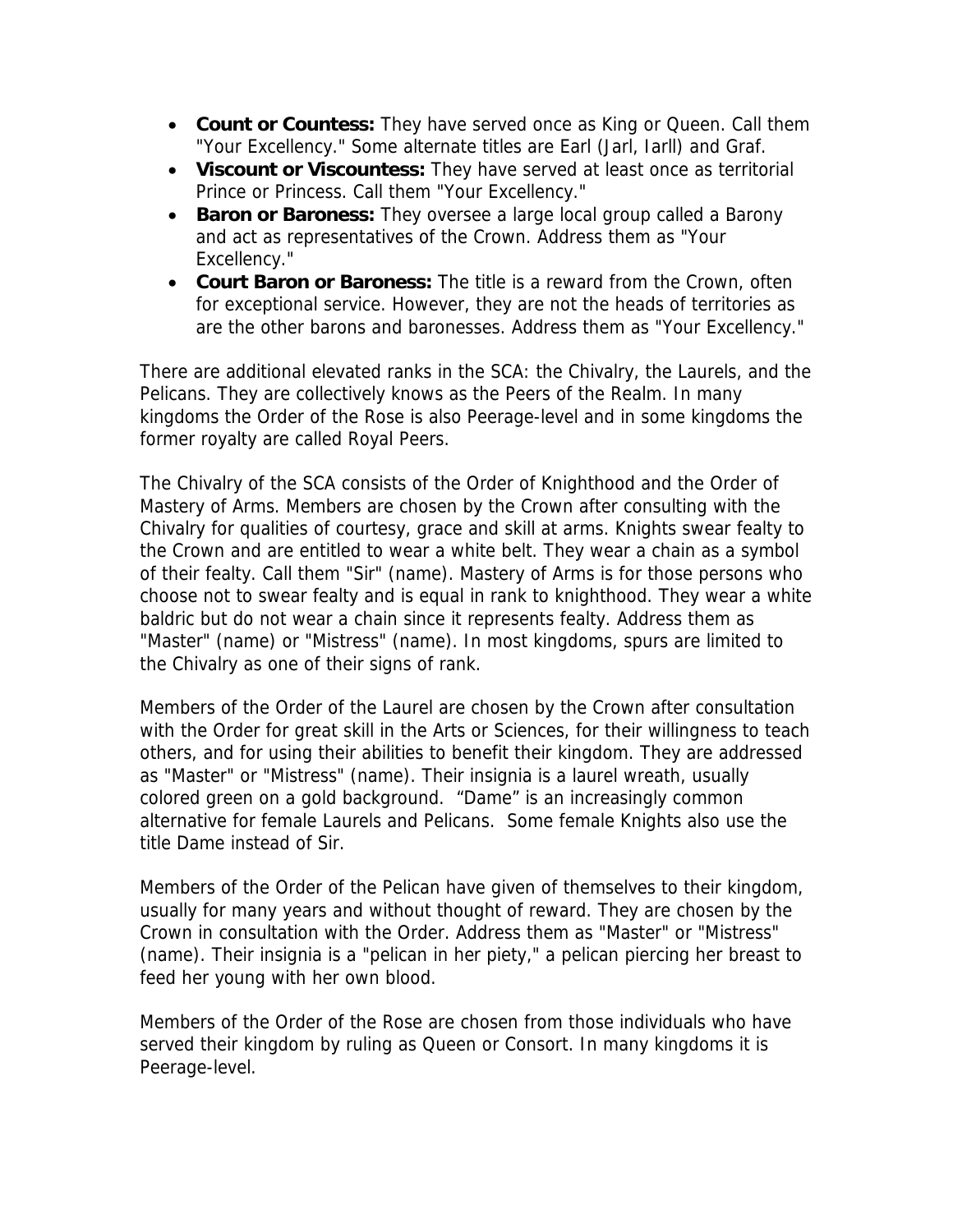- **Count or Countess:** They have served once as King or Queen. Call them "Your Excellency." Some alternate titles are Earl (Jarl, Iarll) and Graf.
- **Viscount or Viscountess:** They have served at least once as territorial Prince or Princess. Call them "Your Excellency."
- **Baron or Baroness:** They oversee a large local group called a Barony and act as representatives of the Crown. Address them as "Your Excellency."
- **Court Baron or Baroness:** The title is a reward from the Crown, often for exceptional service. However, they are not the heads of territories as are the other barons and baronesses. Address them as "Your Excellency."

There are additional elevated ranks in the SCA: the Chivalry, the Laurels, and the Pelicans. They are collectively knows as the Peers of the Realm. In many kingdoms the Order of the Rose is also Peerage-level and in some kingdoms the former royalty are called Royal Peers.

The Chivalry of the SCA consists of the Order of Knighthood and the Order of Mastery of Arms. Members are chosen by the Crown after consulting with the Chivalry for qualities of courtesy, grace and skill at arms. Knights swear fealty to the Crown and are entitled to wear a white belt. They wear a chain as a symbol of their fealty. Call them "Sir" (name). Mastery of Arms is for those persons who choose not to swear fealty and is equal in rank to knighthood. They wear a white baldric but do not wear a chain since it represents fealty. Address them as "Master" (name) or "Mistress" (name). In most kingdoms, spurs are limited to the Chivalry as one of their signs of rank.

Members of the Order of the Laurel are chosen by the Crown after consultation with the Order for great skill in the Arts or Sciences, for their willingness to teach others, and for using their abilities to benefit their kingdom. They are addressed as "Master" or "Mistress" (name). Their insignia is a laurel wreath, usually colored green on a gold background. "Dame" is an increasingly common alternative for female Laurels and Pelicans. Some female Knights also use the title Dame instead of Sir.

Members of the Order of the Pelican have given of themselves to their kingdom, usually for many years and without thought of reward. They are chosen by the Crown in consultation with the Order. Address them as "Master" or "Mistress" (name). Their insignia is a "pelican in her piety," a pelican piercing her breast to feed her young with her own blood.

Members of the Order of the Rose are chosen from those individuals who have served their kingdom by ruling as Queen or Consort. In many kingdoms it is Peerage-level.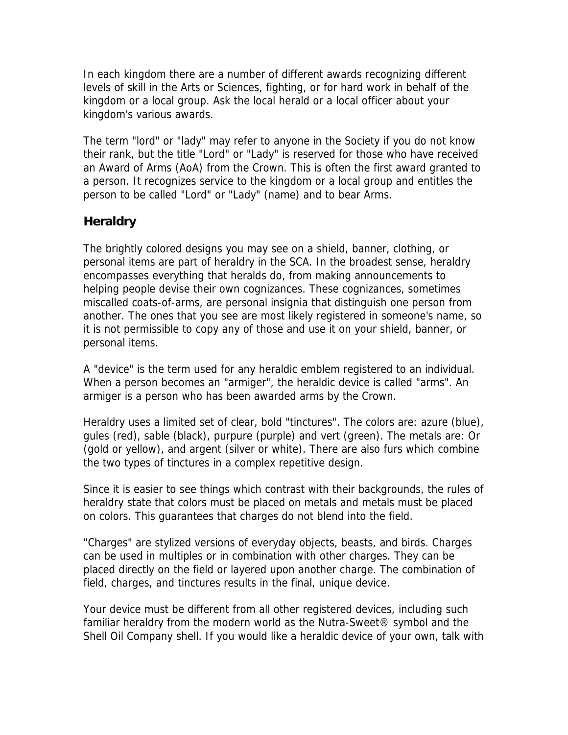In each kingdom there are a number of different awards recognizing different levels of skill in the Arts or Sciences, fighting, or for hard work in behalf of the kingdom or a local group. Ask the local herald or a local officer about your kingdom's various awards.

The term "lord" or "lady" may refer to anyone in the Society if you do not know their rank, but the title "Lord" or "Lady" is reserved for those who have received an Award of Arms (AoA) from the Crown. This is often the first award granted to a person. It recognizes service to the kingdom or a local group and entitles the person to be called "Lord" or "Lady" (name) and to bear Arms.

## Heraldry

The brightly colored designs you may see on a shield, banner, clothing, or personal items are part of heraldry in the SCA. In the broadest sense, heraldry encompasses everything that heralds do, from making announcements to helping people devise their own cognizances. These cognizances, sometimes miscalled coats-of-arms, are personal insignia that distinguish one person from another. The ones that you see are most likely registered in someone's name, so it is not permissible to copy any of those and use it on your shield, banner, or personal items.

A "device" is the term used for any heraldic emblem registered to an individual. When a person becomes an "armiger", the heraldic device is called "arms". An armiger is a person who has been awarded arms by the Crown.

Heraldry uses a limited set of clear, bold "tinctures". The colors are: azure (blue), gules (red), sable (black), purpure (purple) and vert (green). The metals are: Or (gold or yellow), and argent (silver or white). There are also furs which combine the two types of tinctures in a complex repetitive design.

Since it is easier to see things which contrast with their backgrounds, the rules of heraldry state that colors must be placed on metals and metals must be placed on colors. This guarantees that charges do not blend into the field.

"Charges" are stylized versions of everyday objects, beasts, and birds. Charges can be used in multiples or in combination with other charges. They can be placed directly on the field or layered upon another charge. The combination of field, charges, and tinctures results in the final, unique device.

Your device must be different from all other registered devices, including such familiar heraldry from the modern world as the Nutra-Sweet® symbol and the Shell Oil Company shell. If you would like a heraldic device of your own, talk with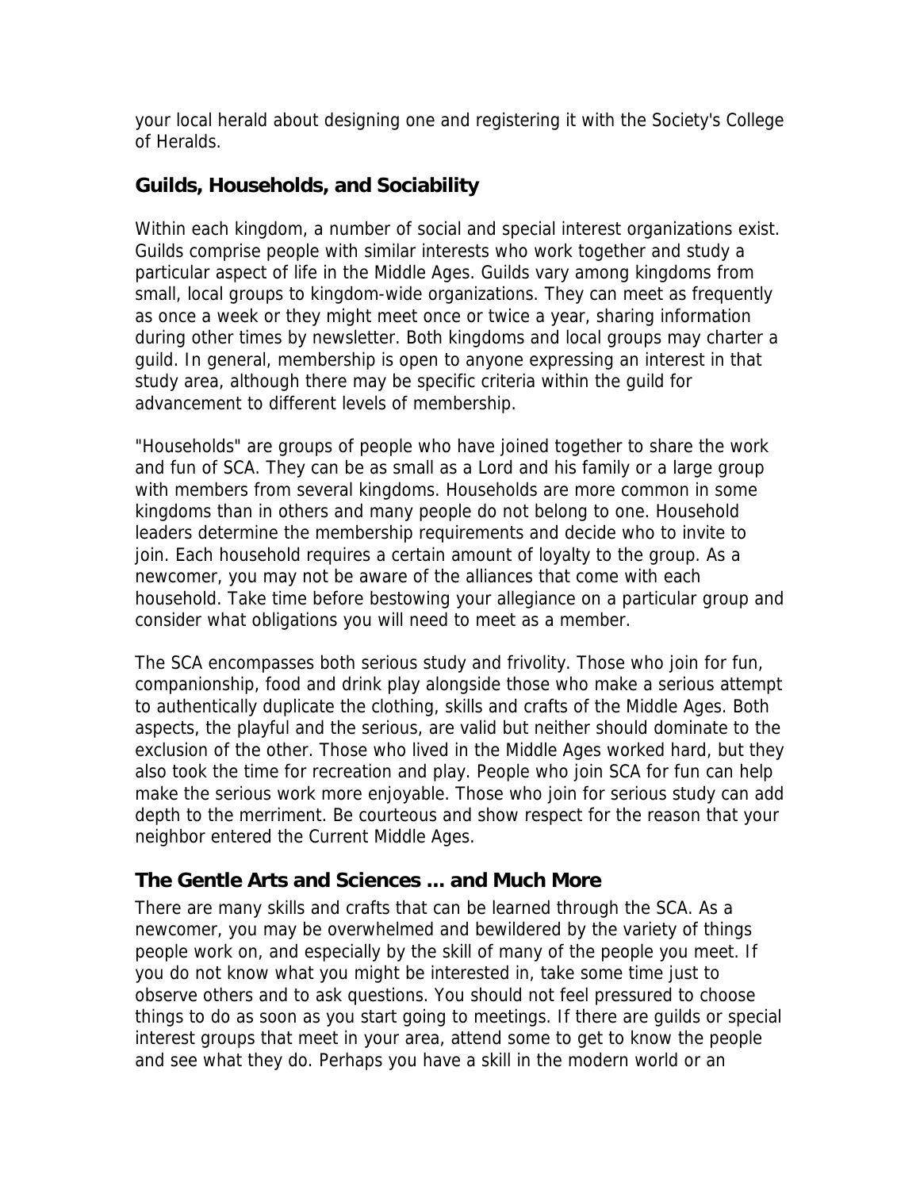your local herald about designing one and registering it with the Society's College of Heralds.

### Guilds, Households, and Sociability

Within each kingdom, a number of social and special interest organizations exist. Guilds comprise people with similar interests who work together and study a particular aspect of life in the Middle Ages. Guilds vary among kingdoms from small, local groups to kingdom-wide organizations. They can meet as frequently as once a week or they might meet once or twice a year, sharing information during other times by newsletter. Both kingdoms and local groups may charter a guild. In general, membership is open to anyone expressing an interest in that study area, although there may be specific criteria within the guild for advancement to different levels of membership.

"Households" are groups of people who have joined together to share the work and fun of SCA. They can be as small as a Lord and his family or a large group with members from several kingdoms. Households are more common in some kingdoms than in others and many people do not belong to one. Household leaders determine the membership requirements and decide who to invite to join. Each household requires a certain amount of loyalty to the group. As a newcomer, you may not be aware of the alliances that come with each household. Take time before bestowing your allegiance on a particular group and consider what obligations you will need to meet as a member.

The SCA encompasses both serious study and frivolity. Those who join for fun, companionship, food and drink play alongside those who make a serious attempt to authentically duplicate the clothing, skills and crafts of the Middle Ages. Both aspects, the playful and the serious, are valid but neither should dominate to the exclusion of the other. Those who lived in the Middle Ages worked hard, but they also took the time for recreation and play. People who join SCA for fun can help make the serious work more enjoyable. Those who join for serious study can add depth to the merriment. Be courteous and show respect for the reason that your neighbor entered the Current Middle Ages.

### The Gentle Arts and Sciences ... and Much More

There are many skills and crafts that can be learned through the SCA. As a newcomer, you may be overwhelmed and bewildered by the variety of things people work on, and especially by the skill of many of the people you meet. If you do not know what you might be interested in, take some time just to observe others and to ask questions. You should not feel pressured to choose things to do as soon as you start going to meetings. If there are guilds or special interest groups that meet in your area, attend some to get to know the people and see what they do. Perhaps you have a skill in the modern world or an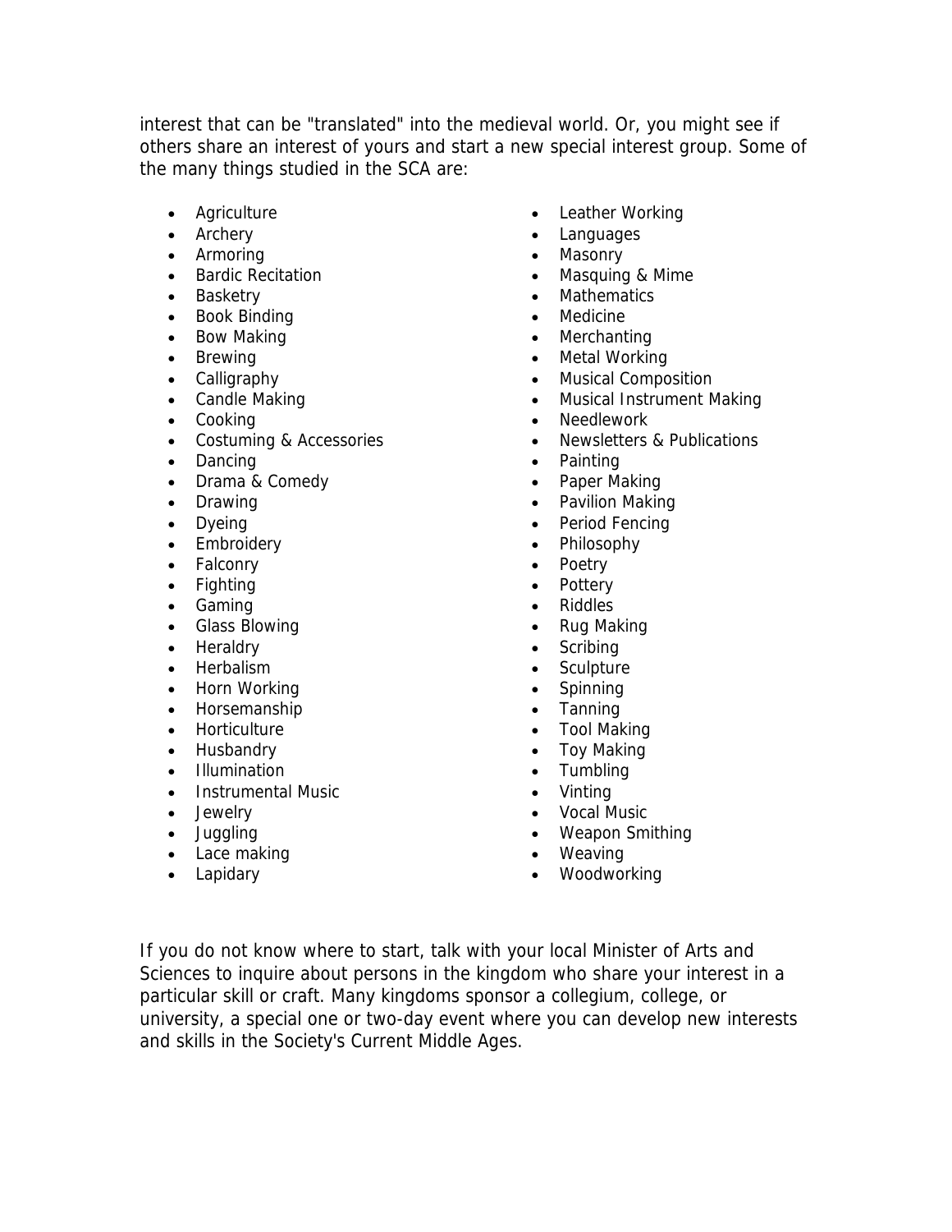interest that can be "translated" into the medieval world. Or, you might see if others share an interest of yours and start a new special interest group. Some of the many things studied in the SCA are:

- Agriculture
- Archery
- Armoring
- Bardic Recitation
- Basketry
- Book Binding
- Bow Making
- Brewing
- Calligraphy
- Candle Making
- Cooking
- Costuming & Accessories
- Dancing
- Drama & Comedy
- Drawing
- Dyeing
- Embroidery
- Falconry
- Fighting
- Gaming
- Glass Blowing
- Heraldry
- Herbalism
- Horn Working
- Horsemanship
- Horticulture
- Husbandry
- Illumination
- Instrumental Music
- Jewelry
- Juggling
- Lace making
- Lapidary
- Leather Working
- Languages
- Masonry
- Masquing & Mime
- Mathematics
- Medicine
- Merchanting
- Metal Working
- Musical Composition
- Musical Instrument Making
- Needlework
- Newsletters & Publications
- Painting
- Paper Making
- Pavilion Making
- Period Fencing
- Philosophy
- Poetry
- Pottery
- Riddles
- Rug Making
- Scribing
- Sculpture
- Spinning
- Tanning
- Tool Making
- Toy Making
- Tumbling
- Vinting
- Vocal Music
- Weapon Smithing
- Weaving
- Woodworking

If you do not know where to start, talk with your local Minister of Arts and Sciences to inquire about persons in the kingdom who share your interest in a particular skill or craft. Many kingdoms sponsor a collegium, college, or university, a special one or two-day event where you can develop new interests and skills in the Society's Current Middle Ages.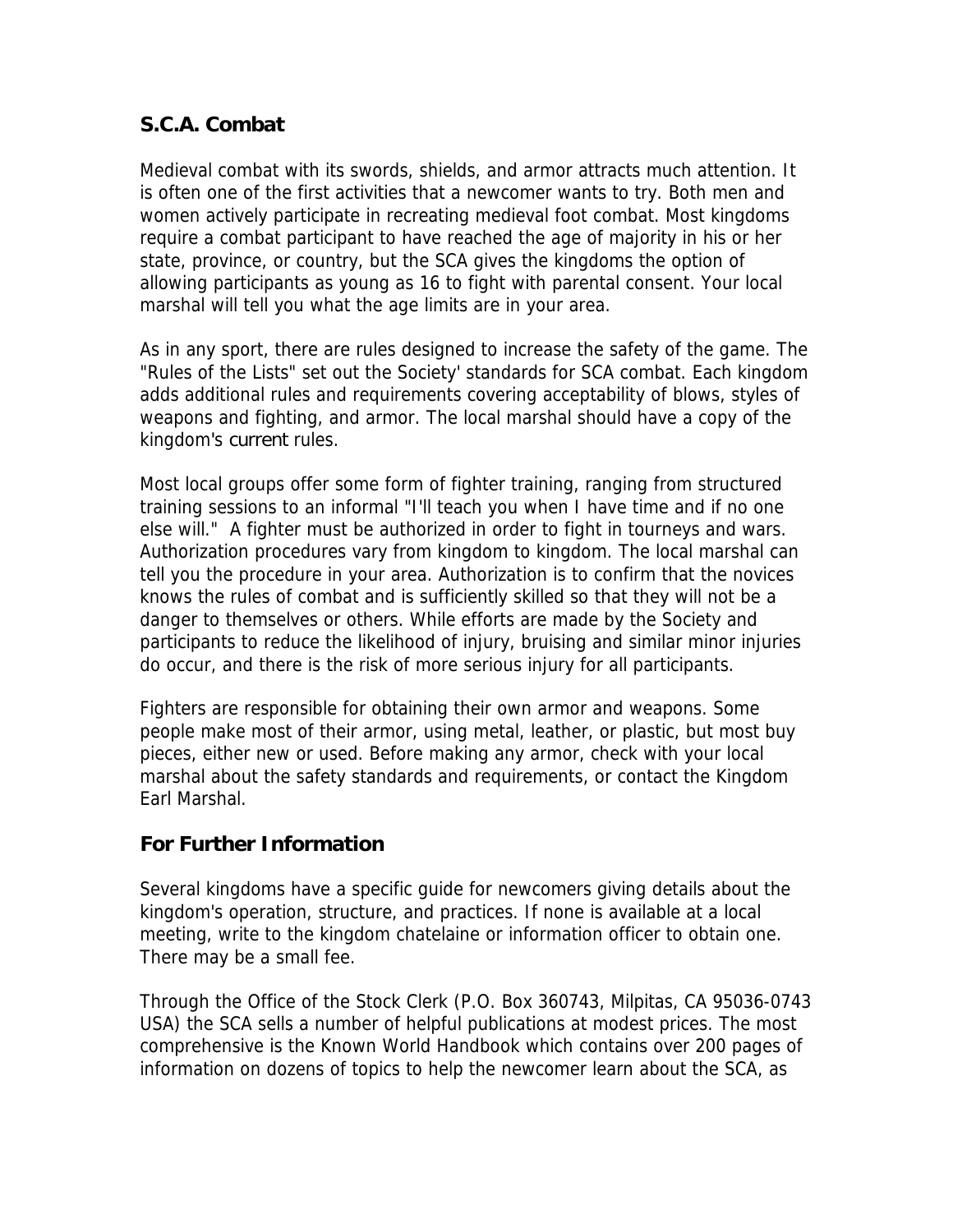## S.C.A. Combat

Medieval combat with its swords, shields, and armor attracts much attention. It is often one of the first activities that a newcomer wants to try. Both men and women actively participate in recreating medieval foot combat. Most kingdoms require a combat participant to have reached the age of majority in his or her state, province, or country, but the SCA gives the kingdoms the option of allowing participants as young as 16 to fight with parental consent. Your local marshal will tell you what the age limits are in your area.

As in any sport, there are rules designed to increase the safety of the game. The "Rules of the Lists" set out the Society' standards for SCA combat. Each kingdom adds additional rules and requirements covering acceptability of blows, styles of weapons and fighting, and armor. The local marshal should have a copy of the kingdom's *current* rules.

Most local groups offer some form of fighter training, ranging from structured training sessions to an informal "I'll teach you when I have time and if no one else will." A fighter must be authorized in order to fight in tourneys and wars. Authorization procedures vary from kingdom to kingdom. The local marshal can tell you the procedure in your area. Authorization is to confirm that the novices knows the rules of combat and is sufficiently skilled so that they will not be a danger to themselves or others. While efforts are made by the Society and participants to reduce the likelihood of injury, bruising and similar minor injuries do occur, and there is the risk of more serious injury for all participants.

Fighters are responsible for obtaining their own armor and weapons. Some people make most of their armor, using metal, leather, or plastic, but most buy pieces, either new or used. Before making any armor, check with your local marshal about the safety standards and requirements, or contact the Kingdom Earl Marshal.

## For Further Information

Several kingdoms have a specific guide for newcomers giving details about the kingdom's operation, structure, and practices. If none is available at a local meeting, write to the kingdom chatelaine or information officer to obtain one. There may be a small fee.

Through the Office of the Stock Clerk (P.O. Box 360743, Milpitas, CA 95036-0743 USA) the SCA sells a number of helpful publications at modest prices. The most comprehensive is the Known World Handbook which contains over 200 pages of information on dozens of topics to help the newcomer learn about the SCA, as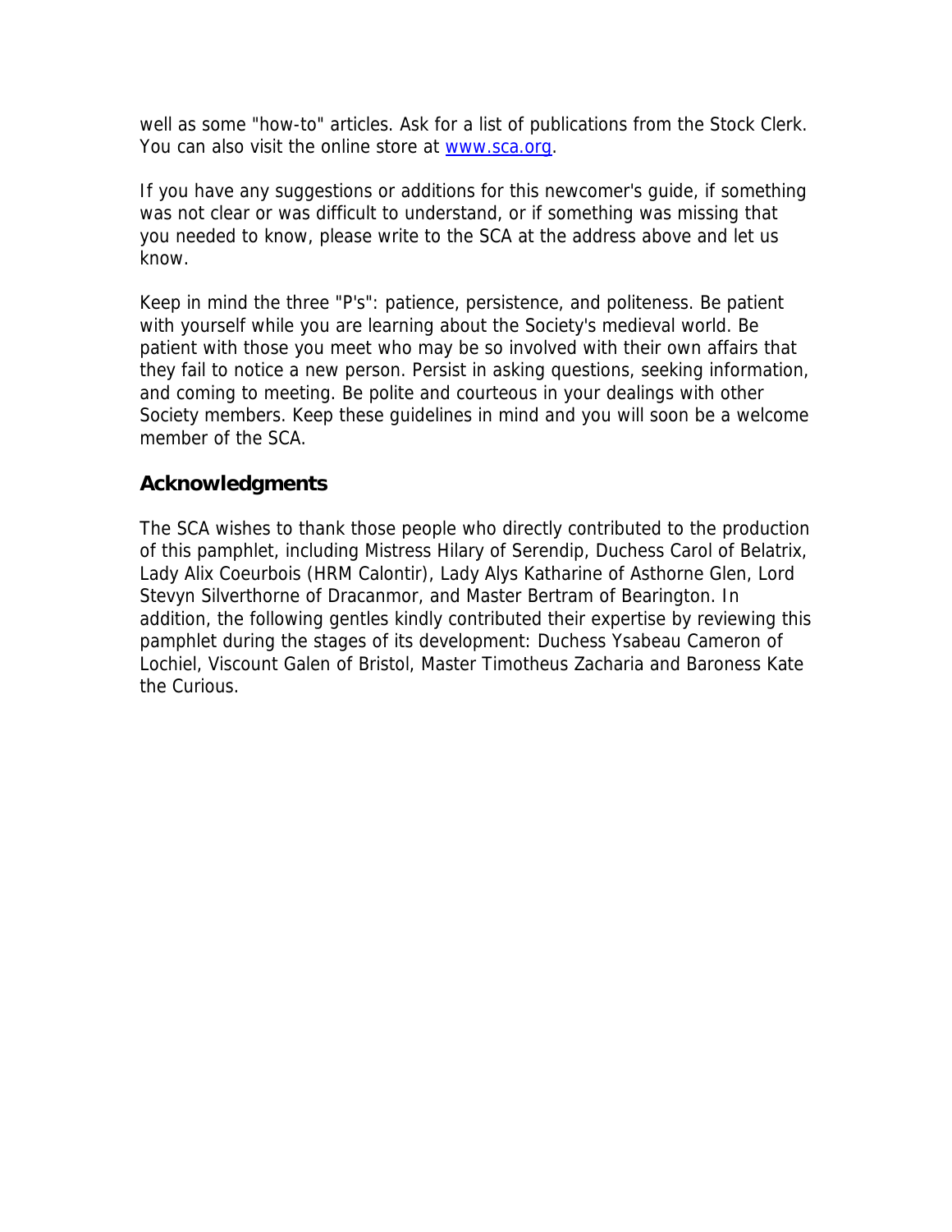well as some "how-to" articles. Ask for a list of publications from the Stock Clerk. You can also visit the online store at [www.sca.org](http://www.sca.org).

If you have any suggestions or additions for this newcomer's guide, if something was not clear or was difficult to understand, or if something was missing that you needed to know, please write to the SCA at the address above and let us know.

Keep in mind the three "P's": patience, persistence, and politeness. Be patient with yourself while you are learning about the Society's medieval world. Be patient with those you meet who may be so involved with their own affairs that they fail to notice a new person. Persist in asking questions, seeking information, and coming to meeting. Be polite and courteous in your dealings with other Society members. Keep these guidelines in mind and you will soon be a welcome member of the SCA.

## Acknowledgments

The SCA wishes to thank those people who directly contributed to the production of this pamphlet, including Mistress Hilary of Serendip, Duchess Carol of Belatrix, Lady Alix Coeurbois (HRM Calontir), Lady Alys Katharine of Asthorne Glen, Lord Stevyn Silverthorne of Dracanmor, and Master Bertram of Bearington. In addition, the following gentles kindly contributed their expertise by reviewing this pamphlet during the stages of its development: Duchess Ysabeau Cameron of Lochiel, Viscount Galen of Bristol, Master Timotheus Zacharia and Baroness Kate the Curious.